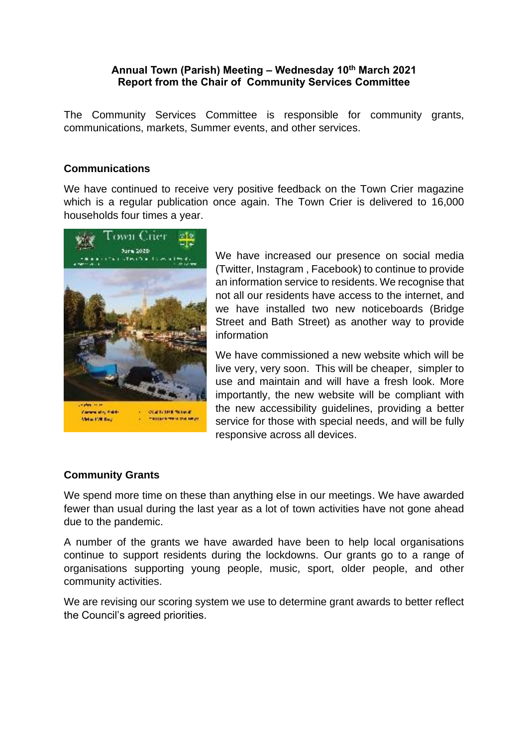**Annual Town (Parish) Meeting – Wednesday 10th March 2021**
**Report from the Chair of Community Services Committee**

The Community Services Committee is responsible for community grants, communications, markets, Summer events, and other services.

## Communications

We have continued to receive very positive feedback on the Town Crier magazine which is a regular publication once again. The Town Crier is delivered to 16,000 households four times a year.

We have increased our presence on social media (Twitter, Instagram , Facebook) to continue to provide an information service to residents. We recognise that not all our residents have access to the internet, and we have installed two new noticeboards (Bridge Street and Bath Street) as another way to provide information

We have commissioned a new website which will be live very, very soon. This will be cheaper, simpler to use and maintain and will have a fresh look. More importantly, the new website will be compliant with the new accessibility guidelines, providing a better service for those with special needs, and will be fully responsive across all devices.

## Community Grants

We spend more time on these than anything else in our meetings. We have awarded fewer than usual during the last year as a lot of town activities have not gone ahead due to the pandemic.

A number of the grants we have awarded have been to help local organisations continue to support residents during the lockdowns. Our grants go to a range of organisations supporting young people, music, sport, older people, and other community activities.

We are revising our scoring system we use to determine grant awards to better reflect the Council's agreed priorities.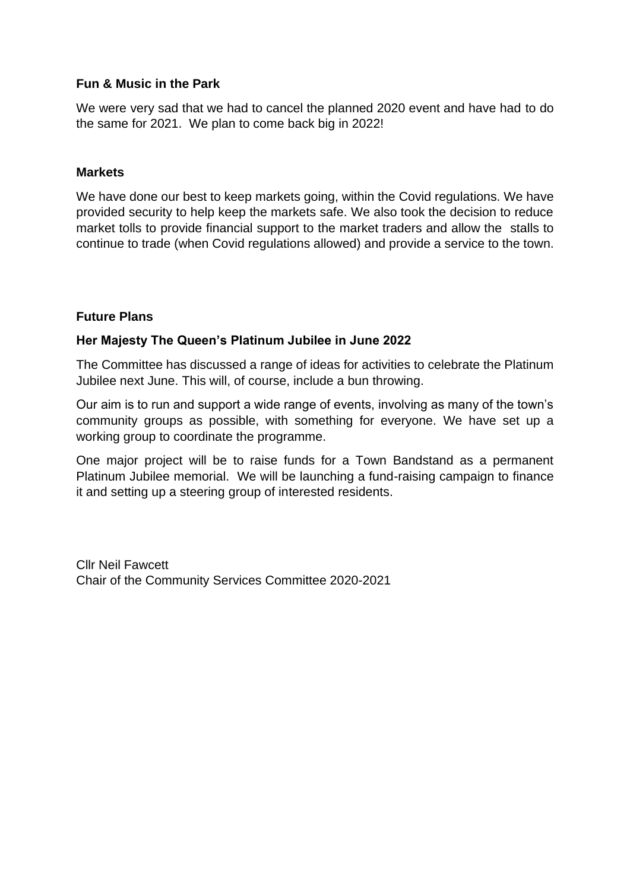**Fun & Music in the Park**

We were very sad that we had to cancel the planned 2020 event and have had to do the same for 2021. We plan to come back big in 2022!

**Markets**

We have done our best to keep markets going, within the Covid regulations. We have provided security to help keep the markets safe. We also took the decision to reduce market tolls to provide financial support to the market traders and allow the stalls to continue to trade (when Covid regulations allowed) and provide a service to the town.

**Future Plans**

**Her Majesty The Queen's Platinum Jubilee in June 2022**

The Committee has discussed a range of ideas for activities to celebrate the Platinum Jubilee next June. This will, of course, include a bun throwing.

Our aim is to run and support a wide range of events, involving as many of the town's community groups as possible, with something for everyone. We have set up a working group to coordinate the programme.

One major project will be to raise funds for a Town Bandstand as a permanent Platinum Jubilee memorial. We will be launching a fund-raising campaign to finance it and setting up a steering group of interested residents.

Cllr Neil Fawcett
Chair of the Community Services Committee 2020-2021